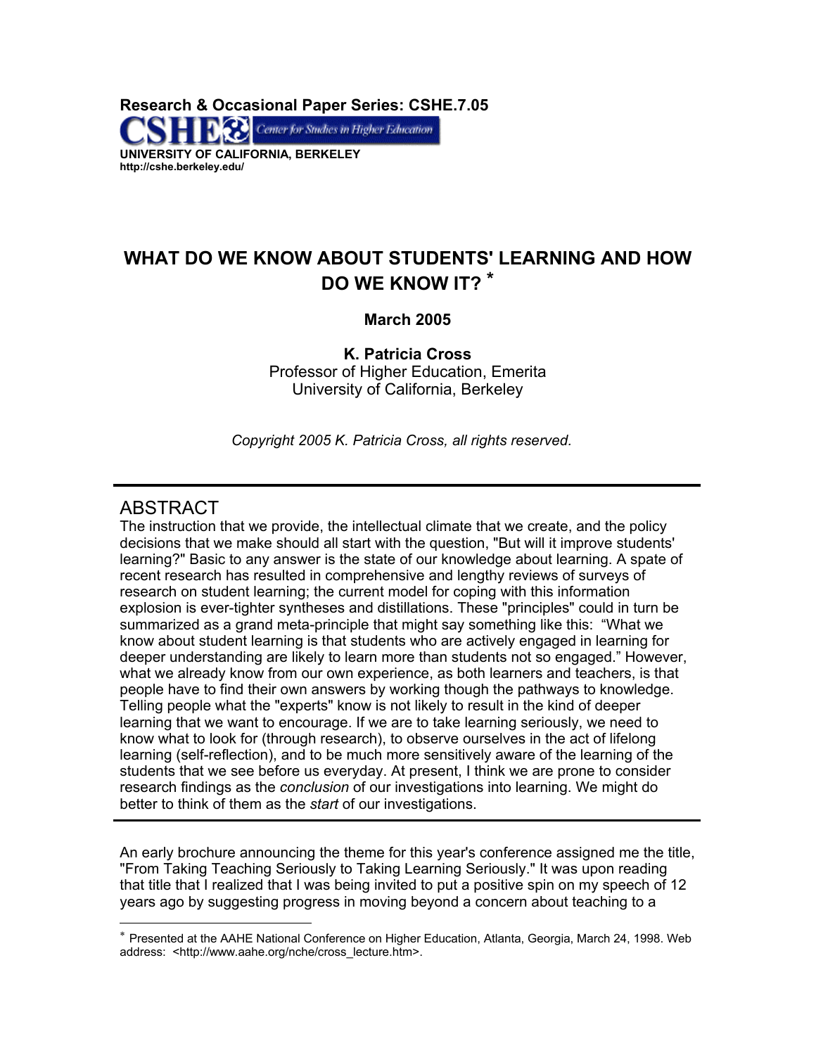**Research & Occasional Paper Series: CSHE.7.05**

CSHE Center for Studies in Higher Education

**UNIVERSITY OF CALIFORNIA, BERKELEY**
**http://cshe.berkeley.edu/**

# WHAT DO WE KNOW ABOUT STUDENTS' LEARNING AND HOW DO WE KNOW IT? *

**March 2005**

**K. Patricia Cross**
Professor of Higher Education, Emerita
University of California, Berkeley

*Copyright 2005 K. Patricia Cross, all rights reserved.*

---

## ABSTRACT

The instruction that we provide, the intellectual climate that we create, and the policy decisions that we make should all start with the question, "But will it improve students' learning?" Basic to any answer is the state of our knowledge about learning. A spate of recent research has resulted in comprehensive and lengthy reviews of surveys of research on student learning; the current model for coping with this information explosion is ever-tighter syntheses and distillations. These "principles" could in turn be summarized as a grand meta-principle that might say something like this: "What we know about student learning is that students who are actively engaged in learning for deeper understanding are likely to learn more than students not so engaged." However, what we already know from our own experience, as both learners and teachers, is that people have to find their own answers by working though the pathways to knowledge. Telling people what the "experts" know is not likely to result in the kind of deeper learning that we want to encourage. If we are to take learning seriously, we need to know what to look for (through research), to observe ourselves in the act of lifelong learning (self-reflection), and to be much more sensitively aware of the learning of the students that we see before us everyday. At present, I think we are prone to consider research findings as the *conclusion* of our investigations into learning. We might do better to think of them as the *start* of our investigations.

---

An early brochure announcing the theme for this year's conference assigned me the title, "From Taking Teaching Seriously to Taking Learning Seriously." It was upon reading that title that I realized that I was being invited to put a positive spin on my speech of 12 years ago by suggesting progress in moving beyond a concern about teaching to a

---

* Presented at the AAHE National Conference on Higher Education, Atlanta, Georgia, March 24, 1998. Web address: <http://www.aahe.org/nche/cross_lecture.htm>.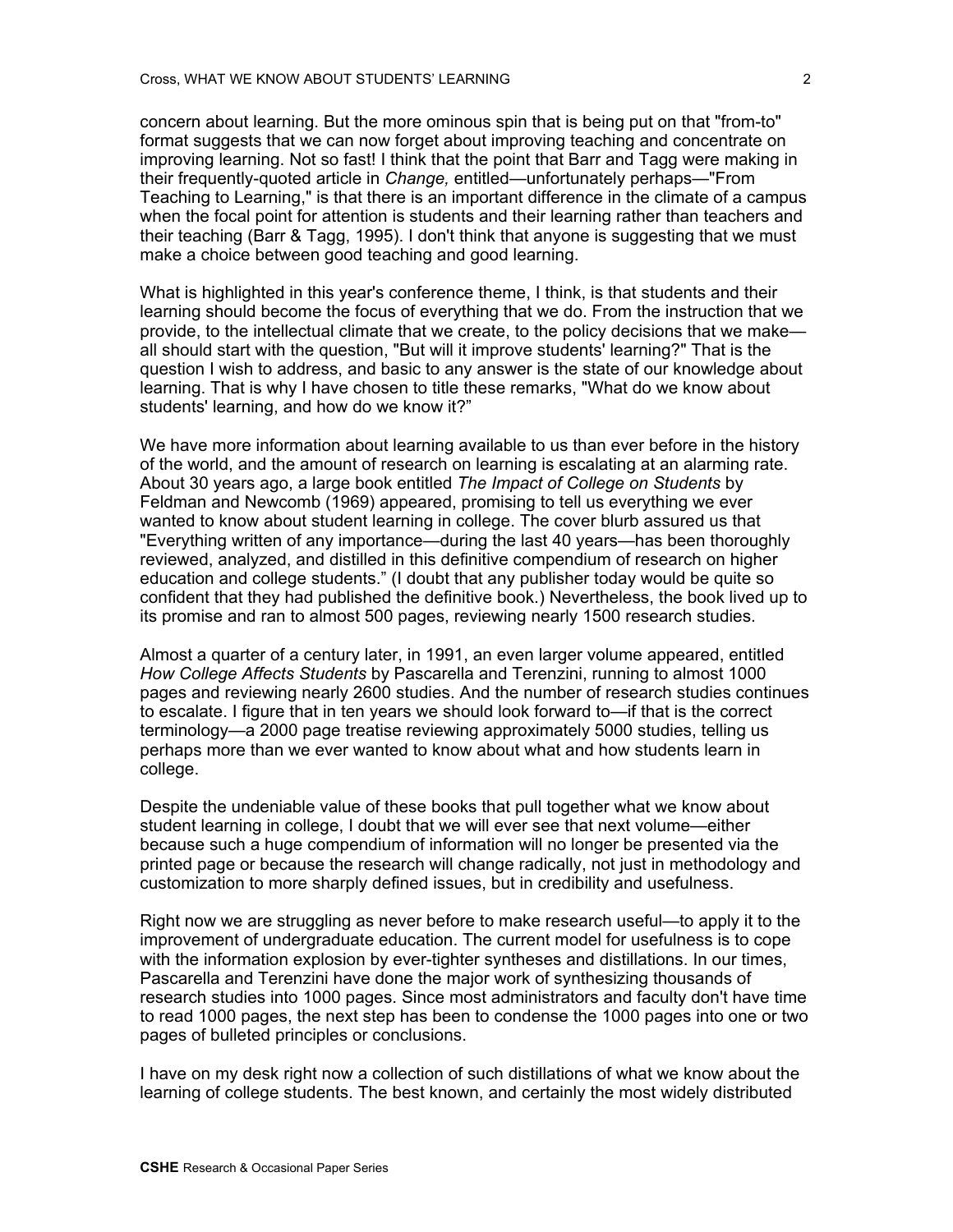concern about learning. But the more ominous spin that is being put on that "from-to" format suggests that we can now forget about improving teaching and concentrate on improving learning. Not so fast! I think that the point that Barr and Tagg were making in their frequently-quoted article in *Change,* entitled—unfortunately perhaps—"From Teaching to Learning," is that there is an important difference in the climate of a campus when the focal point for attention is students and their learning rather than teachers and their teaching (Barr & Tagg, 1995). I don't think that anyone is suggesting that we must make a choice between good teaching and good learning.

What is highlighted in this year's conference theme, I think, is that students and their learning should become the focus of everything that we do. From the instruction that we provide, to the intellectual climate that we create, to the policy decisions that we make—all should start with the question, "But will it improve students' learning?" That is the question I wish to address, and basic to any answer is the state of our knowledge about learning. That is why I have chosen to title these remarks, "What do we know about students' learning, and how do we know it?"

We have more information about learning available to us than ever before in the history of the world, and the amount of research on learning is escalating at an alarming rate. About 30 years ago, a large book entitled *The Impact of College on Students* by Feldman and Newcomb (1969) appeared, promising to tell us everything we ever wanted to know about student learning in college. The cover blurb assured us that "Everything written of any importance—during the last 40 years—has been thoroughly reviewed, analyzed, and distilled in this definitive compendium of research on higher education and college students." (I doubt that any publisher today would be quite so confident that they had published the definitive book.) Nevertheless, the book lived up to its promise and ran to almost 500 pages, reviewing nearly 1500 research studies.

Almost a quarter of a century later, in 1991, an even larger volume appeared, entitled *How College Affects Students* by Pascarella and Terenzini, running to almost 1000 pages and reviewing nearly 2600 studies. And the number of research studies continues to escalate. I figure that in ten years we should look forward to—if that is the correct terminology—a 2000 page treatise reviewing approximately 5000 studies, telling us perhaps more than we ever wanted to know about what and how students learn in college.

Despite the undeniable value of these books that pull together what we know about student learning in college, I doubt that we will ever see that next volume—either because such a huge compendium of information will no longer be presented via the printed page or because the research will change radically, not just in methodology and customization to more sharply defined issues, but in credibility and usefulness.

Right now we are struggling as never before to make research useful—to apply it to the improvement of undergraduate education. The current model for usefulness is to cope with the information explosion by ever-tighter syntheses and distillations. In our times, Pascarella and Terenzini have done the major work of synthesizing thousands of research studies into 1000 pages. Since most administrators and faculty don't have time to read 1000 pages, the next step has been to condense the 1000 pages into one or two pages of bulleted principles or conclusions.

I have on my desk right now a collection of such distillations of what we know about the learning of college students. The best known, and certainly the most widely distributed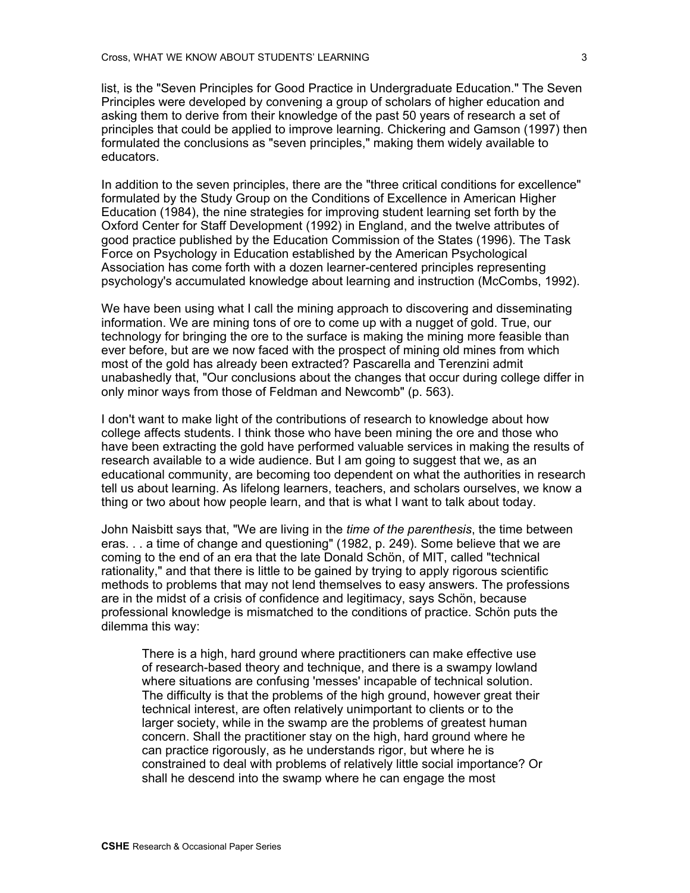list, is the "Seven Principles for Good Practice in Undergraduate Education." The Seven Principles were developed by convening a group of scholars of higher education and asking them to derive from their knowledge of the past 50 years of research a set of principles that could be applied to improve learning. Chickering and Gamson (1997) then formulated the conclusions as "seven principles," making them widely available to educators.

In addition to the seven principles, there are the "three critical conditions for excellence" formulated by the Study Group on the Conditions of Excellence in American Higher Education (1984), the nine strategies for improving student learning set forth by the Oxford Center for Staff Development (1992) in England, and the twelve attributes of good practice published by the Education Commission of the States (1996). The Task Force on Psychology in Education established by the American Psychological Association has come forth with a dozen learner-centered principles representing psychology's accumulated knowledge about learning and instruction (McCombs, 1992).

We have been using what I call the mining approach to discovering and disseminating information. We are mining tons of ore to come up with a nugget of gold. True, our technology for bringing the ore to the surface is making the mining more feasible than ever before, but are we now faced with the prospect of mining old mines from which most of the gold has already been extracted? Pascarella and Terenzini admit unabashedly that, "Our conclusions about the changes that occur during college differ in only minor ways from those of Feldman and Newcomb" (p. 563).

I don't want to make light of the contributions of research to knowledge about how college affects students. I think those who have been mining the ore and those who have been extracting the gold have performed valuable services in making the results of research available to a wide audience. But I am going to suggest that we, as an educational community, are becoming too dependent on what the authorities in research tell us about learning. As lifelong learners, teachers, and scholars ourselves, we know a thing or two about how people learn, and that is what I want to talk about today.

John Naisbitt says that, "We are living in the *time of the parenthesis*, the time between eras. . . a time of change and questioning" (1982, p. 249). Some believe that we are coming to the end of an era that the late Donald Schön, of MIT, called "technical rationality," and that there is little to be gained by trying to apply rigorous scientific methods to problems that may not lend themselves to easy answers. The professions are in the midst of a crisis of confidence and legitimacy, says Schön, because professional knowledge is mismatched to the conditions of practice. Schön puts the dilemma this way:

> There is a high, hard ground where practitioners can make effective use of research-based theory and technique, and there is a swampy lowland where situations are confusing 'messes' incapable of technical solution. The difficulty is that the problems of the high ground, however great their technical interest, are often relatively unimportant to clients or to the larger society, while in the swamp are the problems of greatest human concern. Shall the practitioner stay on the high, hard ground where he can practice rigorously, as he understands rigor, but where he is constrained to deal with problems of relatively little social importance? Or shall he descend into the swamp where he can engage the most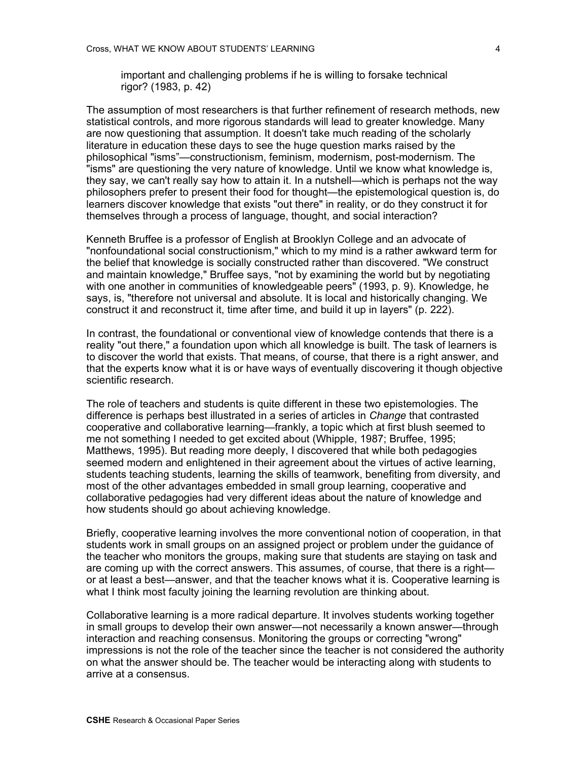> important and challenging problems if he is willing to forsake technical rigor? (1983, p. 42)

The assumption of most researchers is that further refinement of research methods, new statistical controls, and more rigorous standards will lead to greater knowledge. Many are now questioning that assumption. It doesn't take much reading of the scholarly literature in education these days to see the huge question marks raised by the philosophical "isms"—constructionism, feminism, modernism, post-modernism. The "isms" are questioning the very nature of knowledge. Until we know what knowledge is, they say, we can't really say how to attain it. In a nutshell—which is perhaps not the way philosophers prefer to present their food for thought—the epistemological question is, do learners discover knowledge that exists "out there" in reality, or do they construct it for themselves through a process of language, thought, and social interaction?

Kenneth Bruffee is a professor of English at Brooklyn College and an advocate of "nonfoundational social constructionism," which to my mind is a rather awkward term for the belief that knowledge is socially constructed rather than discovered. "We construct and maintain knowledge," Bruffee says, "not by examining the world but by negotiating with one another in communities of knowledgeable peers" (1993, p. 9). Knowledge, he says, is, "therefore not universal and absolute. It is local and historically changing. We construct it and reconstruct it, time after time, and build it up in layers" (p. 222).

In contrast, the foundational or conventional view of knowledge contends that there is a reality "out there," a foundation upon which all knowledge is built. The task of learners is to discover the world that exists. That means, of course, that there is a right answer, and that the experts know what it is or have ways of eventually discovering it though objective scientific research.

The role of teachers and students is quite different in these two epistemologies. The difference is perhaps best illustrated in a series of articles in *Change* that contrasted cooperative and collaborative learning—frankly, a topic which at first blush seemed to me not something I needed to get excited about (Whipple, 1987; Bruffee, 1995; Matthews, 1995). But reading more deeply, I discovered that while both pedagogies seemed modern and enlightened in their agreement about the virtues of active learning, students teaching students, learning the skills of teamwork, benefiting from diversity, and most of the other advantages embedded in small group learning, cooperative and collaborative pedagogies had very different ideas about the nature of knowledge and how students should go about achieving knowledge.

Briefly, cooperative learning involves the more conventional notion of cooperation, in that students work in small groups on an assigned project or problem under the guidance of the teacher who monitors the groups, making sure that students are staying on task and are coming up with the correct answers. This assumes, of course, that there is a right—or at least a best—answer, and that the teacher knows what it is. Cooperative learning is what I think most faculty joining the learning revolution are thinking about.

Collaborative learning is a more radical departure. It involves students working together in small groups to develop their own answer—not necessarily a known answer—through interaction and reaching consensus. Monitoring the groups or correcting "wrong" impressions is not the role of the teacher since the teacher is not considered the authority on what the answer should be. The teacher would be interacting along with students to arrive at a consensus.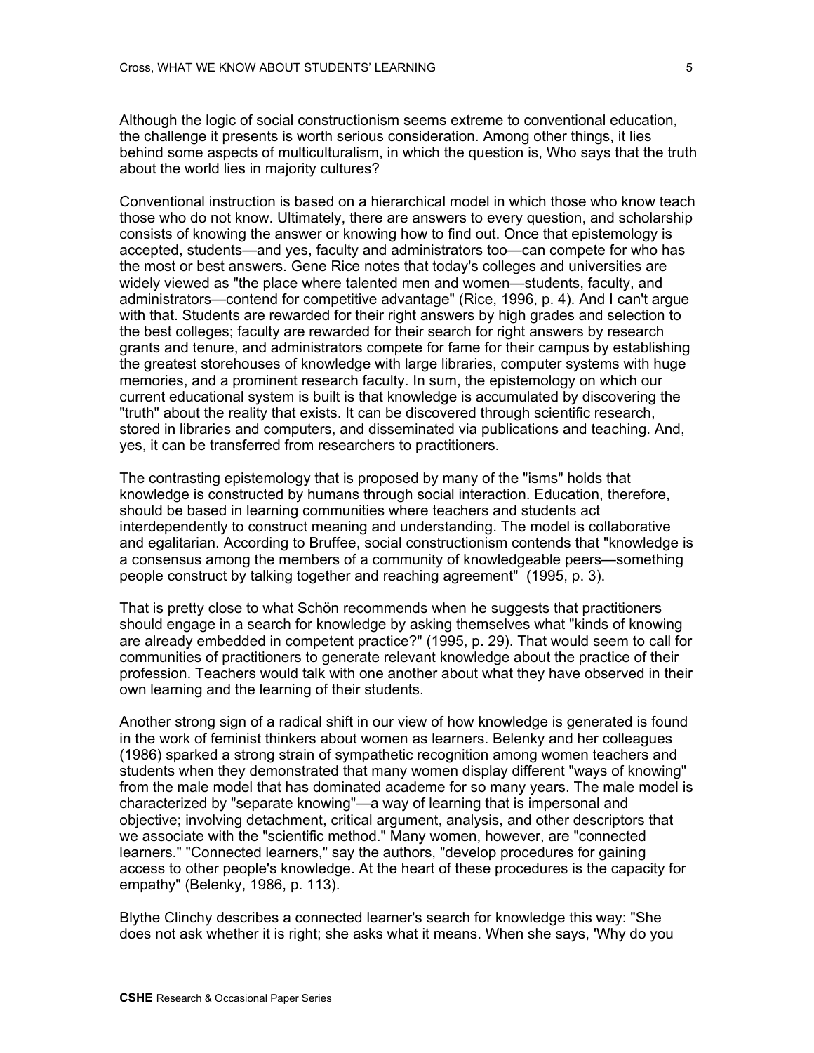Although the logic of social constructionism seems extreme to conventional education, the challenge it presents is worth serious consideration. Among other things, it lies behind some aspects of multiculturalism, in which the question is, Who says that the truth about the world lies in majority cultures?

Conventional instruction is based on a hierarchical model in which those who know teach those who do not know. Ultimately, there are answers to every question, and scholarship consists of knowing the answer or knowing how to find out. Once that epistemology is accepted, students—and yes, faculty and administrators too—can compete for who has the most or best answers. Gene Rice notes that today's colleges and universities are widely viewed as "the place where talented men and women—students, faculty, and administrators—contend for competitive advantage" (Rice, 1996, p. 4). And I can't argue with that. Students are rewarded for their right answers by high grades and selection to the best colleges; faculty are rewarded for their search for right answers by research grants and tenure, and administrators compete for fame for their campus by establishing the greatest storehouses of knowledge with large libraries, computer systems with huge memories, and a prominent research faculty. In sum, the epistemology on which our current educational system is built is that knowledge is accumulated by discovering the "truth" about the reality that exists. It can be discovered through scientific research, stored in libraries and computers, and disseminated via publications and teaching. And, yes, it can be transferred from researchers to practitioners.

The contrasting epistemology that is proposed by many of the "isms" holds that knowledge is constructed by humans through social interaction. Education, therefore, should be based in learning communities where teachers and students act interdependently to construct meaning and understanding. The model is collaborative and egalitarian. According to Bruffee, social constructionism contends that "knowledge is a consensus among the members of a community of knowledgeable peers—something people construct by talking together and reaching agreement" (1995, p. 3).

That is pretty close to what Schön recommends when he suggests that practitioners should engage in a search for knowledge by asking themselves what "kinds of knowing are already embedded in competent practice?" (1995, p. 29). That would seem to call for communities of practitioners to generate relevant knowledge about the practice of their profession. Teachers would talk with one another about what they have observed in their own learning and the learning of their students.

Another strong sign of a radical shift in our view of how knowledge is generated is found in the work of feminist thinkers about women as learners. Belenky and her colleagues (1986) sparked a strong strain of sympathetic recognition among women teachers and students when they demonstrated that many women display different "ways of knowing" from the male model that has dominated academe for so many years. The male model is characterized by "separate knowing"—a way of learning that is impersonal and objective; involving detachment, critical argument, analysis, and other descriptors that we associate with the "scientific method." Many women, however, are "connected learners." "Connected learners," say the authors, "develop procedures for gaining access to other people's knowledge. At the heart of these procedures is the capacity for empathy" (Belenky, 1986, p. 113).

Blythe Clinchy describes a connected learner's search for knowledge this way: "She does not ask whether it is right; she asks what it means. When she says, 'Why do you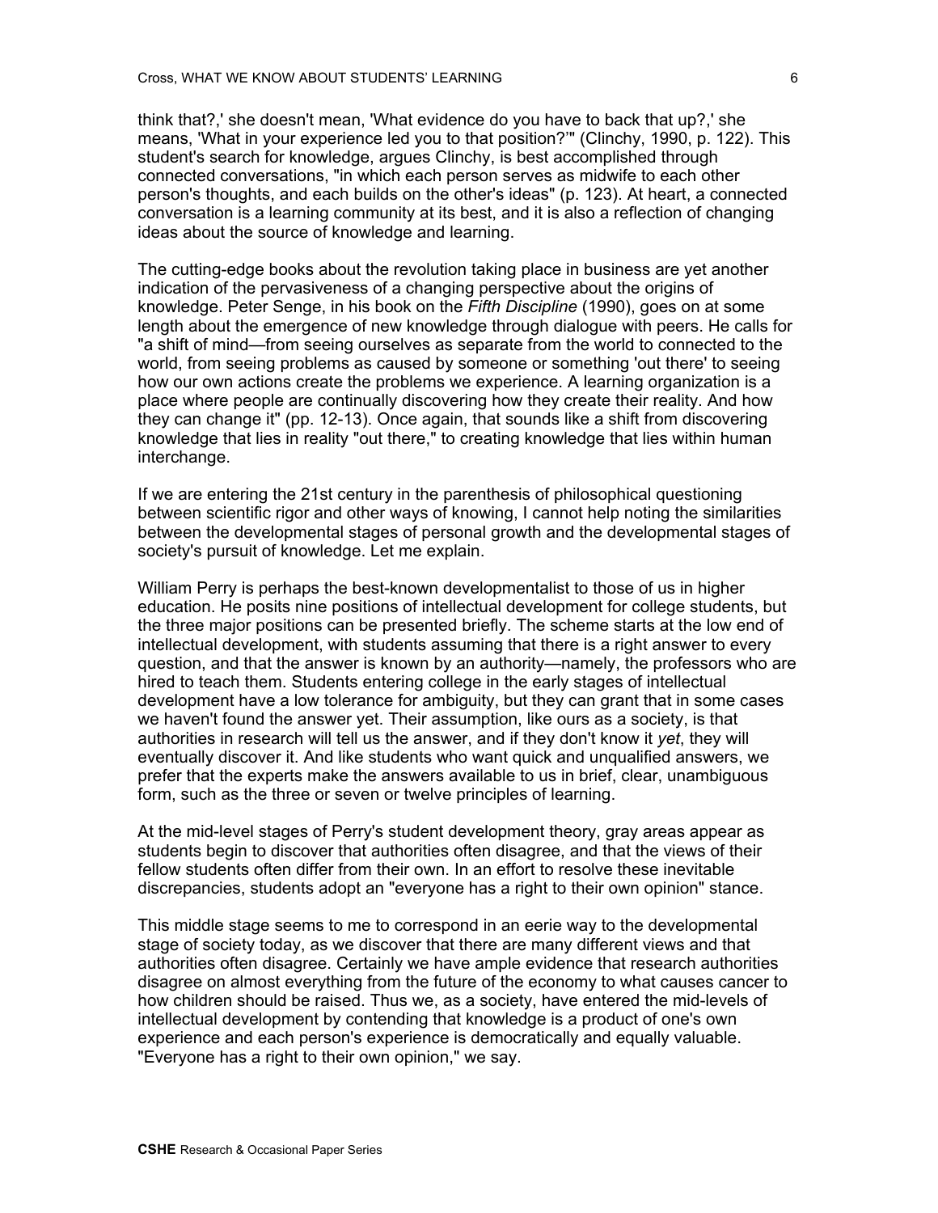think that?,' she doesn't mean, 'What evidence do you have to back that up?,' she means, 'What in your experience led you to that position?'" (Clinchy, 1990, p. 122). This student's search for knowledge, argues Clinchy, is best accomplished through connected conversations, "in which each person serves as midwife to each other person's thoughts, and each builds on the other's ideas" (p. 123). At heart, a connected conversation is a learning community at its best, and it is also a reflection of changing ideas about the source of knowledge and learning.

The cutting-edge books about the revolution taking place in business are yet another indication of the pervasiveness of a changing perspective about the origins of knowledge. Peter Senge, in his book on the *Fifth Discipline* (1990), goes on at some length about the emergence of new knowledge through dialogue with peers. He calls for "a shift of mind—from seeing ourselves as separate from the world to connected to the world, from seeing problems as caused by someone or something 'out there' to seeing how our own actions create the problems we experience. A learning organization is a place where people are continually discovering how they create their reality. And how they can change it" (pp. 12-13). Once again, that sounds like a shift from discovering knowledge that lies in reality "out there," to creating knowledge that lies within human interchange.

If we are entering the 21st century in the parenthesis of philosophical questioning between scientific rigor and other ways of knowing, I cannot help noting the similarities between the developmental stages of personal growth and the developmental stages of society's pursuit of knowledge. Let me explain.

William Perry is perhaps the best-known developmentalist to those of us in higher education. He posits nine positions of intellectual development for college students, but the three major positions can be presented briefly. The scheme starts at the low end of intellectual development, with students assuming that there is a right answer to every question, and that the answer is known by an authority—namely, the professors who are hired to teach them. Students entering college in the early stages of intellectual development have a low tolerance for ambiguity, but they can grant that in some cases we haven't found the answer yet. Their assumption, like ours as a society, is that authorities in research will tell us the answer, and if they don't know it *yet*, they will eventually discover it. And like students who want quick and unqualified answers, we prefer that the experts make the answers available to us in brief, clear, unambiguous form, such as the three or seven or twelve principles of learning.

At the mid-level stages of Perry's student development theory, gray areas appear as students begin to discover that authorities often disagree, and that the views of their fellow students often differ from their own. In an effort to resolve these inevitable discrepancies, students adopt an "everyone has a right to their own opinion" stance.

This middle stage seems to me to correspond in an eerie way to the developmental stage of society today, as we discover that there are many different views and that authorities often disagree. Certainly we have ample evidence that research authorities disagree on almost everything from the future of the economy to what causes cancer to how children should be raised. Thus we, as a society, have entered the mid-levels of intellectual development by contending that knowledge is a product of one's own experience and each person's experience is democratically and equally valuable. "Everyone has a right to their own opinion," we say.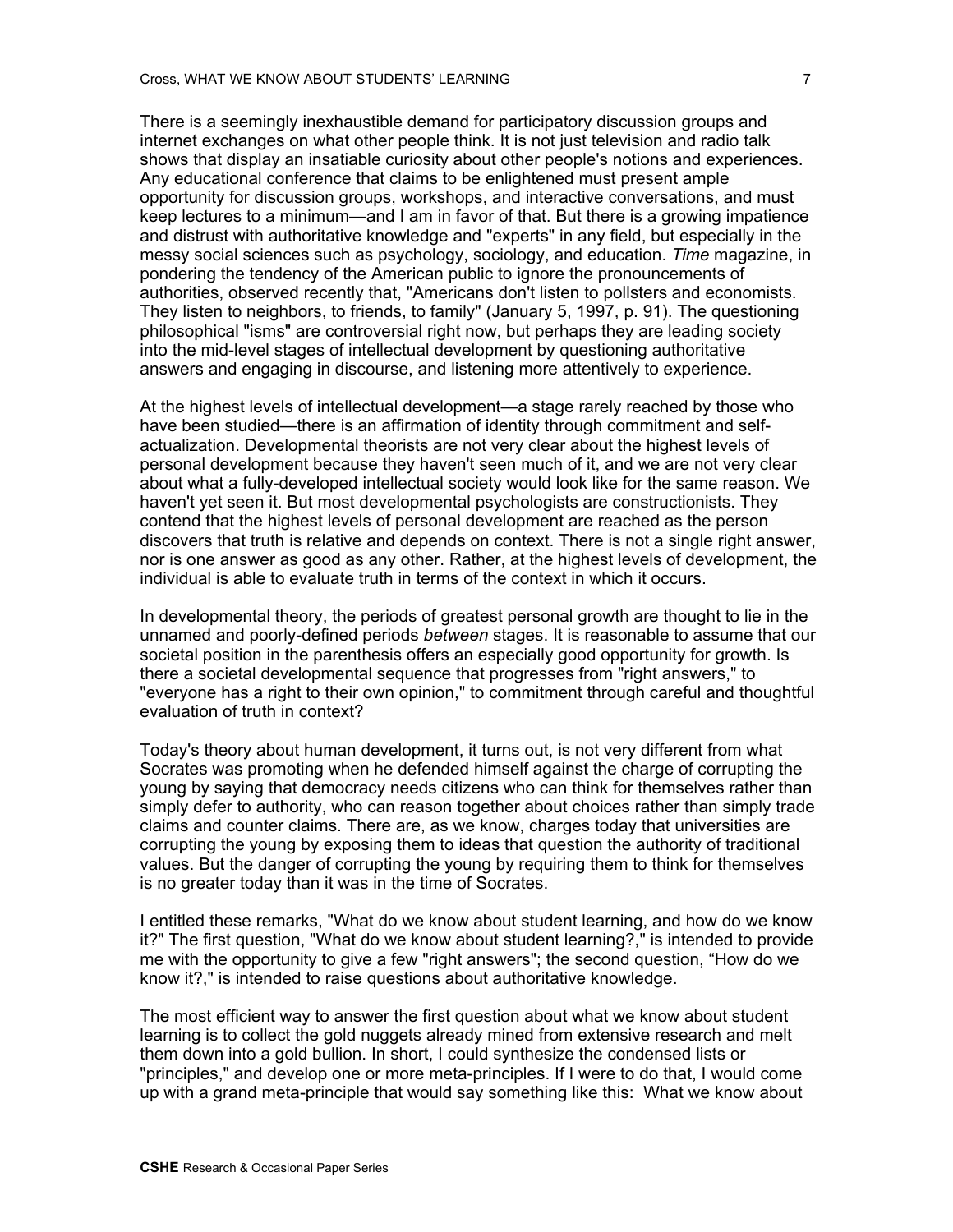There is a seemingly inexhaustible demand for participatory discussion groups and internet exchanges on what other people think. It is not just television and radio talk shows that display an insatiable curiosity about other people's notions and experiences. Any educational conference that claims to be enlightened must present ample opportunity for discussion groups, workshops, and interactive conversations, and must keep lectures to a minimum—and I am in favor of that. But there is a growing impatience and distrust with authoritative knowledge and "experts" in any field, but especially in the messy social sciences such as psychology, sociology, and education. *Time* magazine, in pondering the tendency of the American public to ignore the pronouncements of authorities, observed recently that, "Americans don't listen to pollsters and economists. They listen to neighbors, to friends, to family" (January 5, 1997, p. 91). The questioning philosophical "isms" are controversial right now, but perhaps they are leading society into the mid-level stages of intellectual development by questioning authoritative answers and engaging in discourse, and listening more attentively to experience.

At the highest levels of intellectual development—a stage rarely reached by those who have been studied—there is an affirmation of identity through commitment and self-actualization. Developmental theorists are not very clear about the highest levels of personal development because they haven't seen much of it, and we are not very clear about what a fully-developed intellectual society would look like for the same reason. We haven't yet seen it. But most developmental psychologists are constructionists. They contend that the highest levels of personal development are reached as the person discovers that truth is relative and depends on context. There is not a single right answer, nor is one answer as good as any other. Rather, at the highest levels of development, the individual is able to evaluate truth in terms of the context in which it occurs.

In developmental theory, the periods of greatest personal growth are thought to lie in the unnamed and poorly-defined periods *between* stages. It is reasonable to assume that our societal position in the parenthesis offers an especially good opportunity for growth. Is there a societal developmental sequence that progresses from "right answers," to "everyone has a right to their own opinion," to commitment through careful and thoughtful evaluation of truth in context?

Today's theory about human development, it turns out, is not very different from what Socrates was promoting when he defended himself against the charge of corrupting the young by saying that democracy needs citizens who can think for themselves rather than simply defer to authority, who can reason together about choices rather than simply trade claims and counter claims. There are, as we know, charges today that universities are corrupting the young by exposing them to ideas that question the authority of traditional values. But the danger of corrupting the young by requiring them to think for themselves is no greater today than it was in the time of Socrates.

I entitled these remarks, "What do we know about student learning, and how do we know it?" The first question, "What do we know about student learning?," is intended to provide me with the opportunity to give a few "right answers"; the second question, "How do we know it?," is intended to raise questions about authoritative knowledge.

The most efficient way to answer the first question about what we know about student learning is to collect the gold nuggets already mined from extensive research and melt them down into a gold bullion. In short, I could synthesize the condensed lists or "principles," and develop one or more meta-principles. If I were to do that, I would come up with a grand meta-principle that would say something like this: What we know about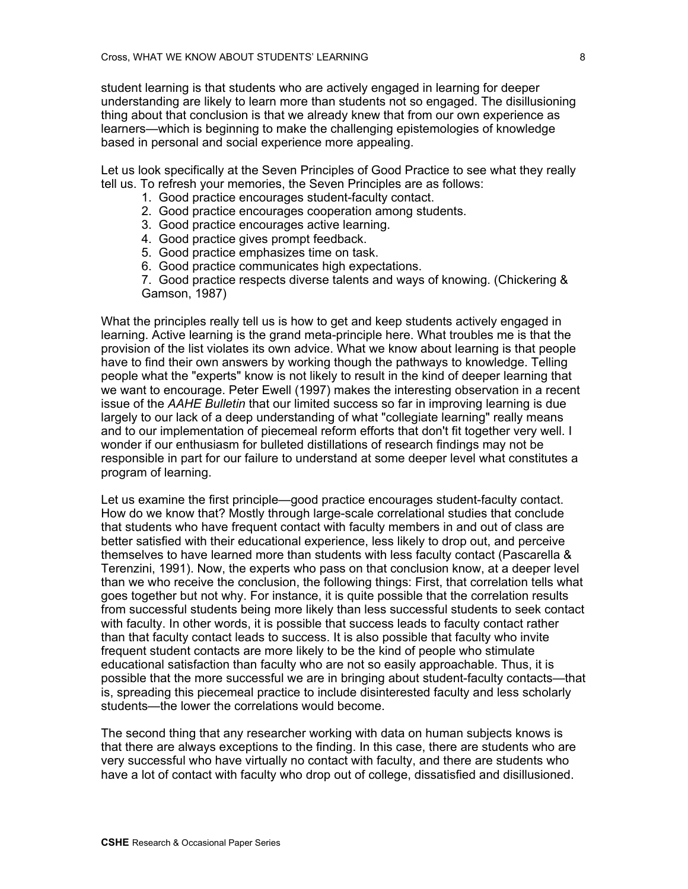student learning is that students who are actively engaged in learning for deeper understanding are likely to learn more than students not so engaged. The disillusioning thing about that conclusion is that we already knew that from our own experience as learners—which is beginning to make the challenging epistemologies of knowledge based in personal and social experience more appealing.

Let us look specifically at the Seven Principles of Good Practice to see what they really tell us. To refresh your memories, the Seven Principles are as follows:

1. Good practice encourages student-faculty contact.
2. Good practice encourages cooperation among students.
3. Good practice encourages active learning.
4. Good practice gives prompt feedback.
5. Good practice emphasizes time on task.
6. Good practice communicates high expectations.
7. Good practice respects diverse talents and ways of knowing. (Chickering & Gamson, 1987)

What the principles really tell us is how to get and keep students actively engaged in learning. Active learning is the grand meta-principle here. What troubles me is that the provision of the list violates its own advice. What we know about learning is that people have to find their own answers by working though the pathways to knowledge. Telling people what the "experts" know is not likely to result in the kind of deeper learning that we want to encourage. Peter Ewell (1997) makes the interesting observation in a recent issue of the *AAHE Bulletin* that our limited success so far in improving learning is due largely to our lack of a deep understanding of what "collegiate learning" really means and to our implementation of piecemeal reform efforts that don't fit together very well. I wonder if our enthusiasm for bulleted distillations of research findings may not be responsible in part for our failure to understand at some deeper level what constitutes a program of learning.

Let us examine the first principle—good practice encourages student-faculty contact. How do we know that? Mostly through large-scale correlational studies that conclude that students who have frequent contact with faculty members in and out of class are better satisfied with their educational experience, less likely to drop out, and perceive themselves to have learned more than students with less faculty contact (Pascarella & Terenzini, 1991). Now, the experts who pass on that conclusion know, at a deeper level than we who receive the conclusion, the following things: First, that correlation tells what goes together but not why. For instance, it is quite possible that the correlation results from successful students being more likely than less successful students to seek contact with faculty. In other words, it is possible that success leads to faculty contact rather than that faculty contact leads to success. It is also possible that faculty who invite frequent student contacts are more likely to be the kind of people who stimulate educational satisfaction than faculty who are not so easily approachable. Thus, it is possible that the more successful we are in bringing about student-faculty contacts—that is, spreading this piecemeal practice to include disinterested faculty and less scholarly students—the lower the correlations would become.

The second thing that any researcher working with data on human subjects knows is that there are always exceptions to the finding. In this case, there are students who are very successful who have virtually no contact with faculty, and there are students who have a lot of contact with faculty who drop out of college, dissatisfied and disillusioned.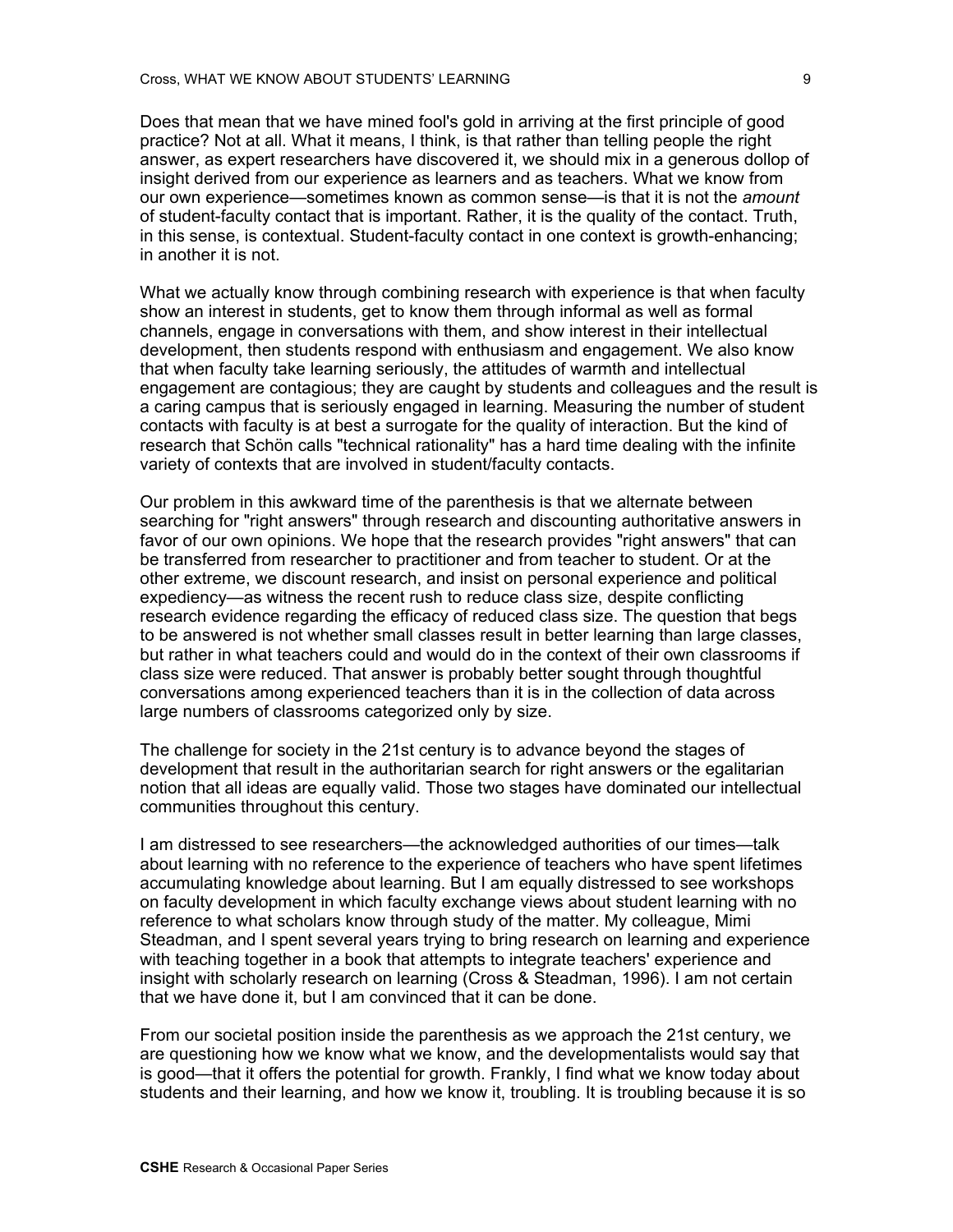Does that mean that we have mined fool's gold in arriving at the first principle of good practice? Not at all. What it means, I think, is that rather than telling people the right answer, as expert researchers have discovered it, we should mix in a generous dollop of insight derived from our experience as learners and as teachers. What we know from our own experience—sometimes known as common sense—is that it is not the *amount* of student-faculty contact that is important. Rather, it is the quality of the contact. Truth, in this sense, is contextual. Student-faculty contact in one context is growth-enhancing; in another it is not.

What we actually know through combining research with experience is that when faculty show an interest in students, get to know them through informal as well as formal channels, engage in conversations with them, and show interest in their intellectual development, then students respond with enthusiasm and engagement. We also know that when faculty take learning seriously, the attitudes of warmth and intellectual engagement are contagious; they are caught by students and colleagues and the result is a caring campus that is seriously engaged in learning. Measuring the number of student contacts with faculty is at best a surrogate for the quality of interaction. But the kind of research that Schön calls "technical rationality" has a hard time dealing with the infinite variety of contexts that are involved in student/faculty contacts.

Our problem in this awkward time of the parenthesis is that we alternate between searching for "right answers" through research and discounting authoritative answers in favor of our own opinions. We hope that the research provides "right answers" that can be transferred from researcher to practitioner and from teacher to student. Or at the other extreme, we discount research, and insist on personal experience and political expediency—as witness the recent rush to reduce class size, despite conflicting research evidence regarding the efficacy of reduced class size. The question that begs to be answered is not whether small classes result in better learning than large classes, but rather in what teachers could and would do in the context of their own classrooms if class size were reduced. That answer is probably better sought through thoughtful conversations among experienced teachers than it is in the collection of data across large numbers of classrooms categorized only by size.

The challenge for society in the 21st century is to advance beyond the stages of development that result in the authoritarian search for right answers or the egalitarian notion that all ideas are equally valid. Those two stages have dominated our intellectual communities throughout this century.

I am distressed to see researchers—the acknowledged authorities of our times—talk about learning with no reference to the experience of teachers who have spent lifetimes accumulating knowledge about learning. But I am equally distressed to see workshops on faculty development in which faculty exchange views about student learning with no reference to what scholars know through study of the matter. My colleague, Mimi Steadman, and I spent several years trying to bring research on learning and experience with teaching together in a book that attempts to integrate teachers' experience and insight with scholarly research on learning (Cross & Steadman, 1996). I am not certain that we have done it, but I am convinced that it can be done.

From our societal position inside the parenthesis as we approach the 21st century, we are questioning how we know what we know, and the developmentalists would say that is good—that it offers the potential for growth. Frankly, I find what we know today about students and their learning, and how we know it, troubling. It is troubling because it is so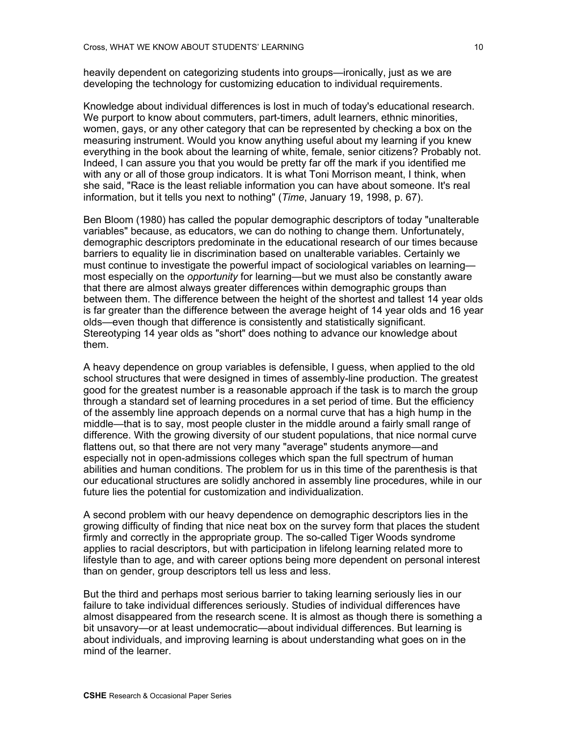heavily dependent on categorizing students into groups—ironically, just as we are developing the technology for customizing education to individual requirements.

Knowledge about individual differences is lost in much of today's educational research. We purport to know about commuters, part-timers, adult learners, ethnic minorities, women, gays, or any other category that can be represented by checking a box on the measuring instrument. Would you know anything useful about my learning if you knew everything in the book about the learning of white, female, senior citizens? Probably not. Indeed, I can assure you that you would be pretty far off the mark if you identified me with any or all of those group indicators. It is what Toni Morrison meant, I think, when she said, "Race is the least reliable information you can have about someone. It's real information, but it tells you next to nothing" (*Time*, January 19, 1998, p. 67).

Ben Bloom (1980) has called the popular demographic descriptors of today "unalterable variables" because, as educators, we can do nothing to change them. Unfortunately, demographic descriptors predominate in the educational research of our times because barriers to equality lie in discrimination based on unalterable variables. Certainly we must continue to investigate the powerful impact of sociological variables on learning—most especially on the *opportunity* for learning—but we must also be constantly aware that there are almost always greater differences within demographic groups than between them. The difference between the height of the shortest and tallest 14 year olds is far greater than the difference between the average height of 14 year olds and 16 year olds—even though that difference is consistently and statistically significant. Stereotyping 14 year olds as "short" does nothing to advance our knowledge about them.

A heavy dependence on group variables is defensible, I guess, when applied to the old school structures that were designed in times of assembly-line production. The greatest good for the greatest number is a reasonable approach if the task is to march the group through a standard set of learning procedures in a set period of time. But the efficiency of the assembly line approach depends on a normal curve that has a high hump in the middle—that is to say, most people cluster in the middle around a fairly small range of difference. With the growing diversity of our student populations, that nice normal curve flattens out, so that there are not very many "average" students anymore—and especially not in open-admissions colleges which span the full spectrum of human abilities and human conditions. The problem for us in this time of the parenthesis is that our educational structures are solidly anchored in assembly line procedures, while in our future lies the potential for customization and individualization.

A second problem with our heavy dependence on demographic descriptors lies in the growing difficulty of finding that nice neat box on the survey form that places the student firmly and correctly in the appropriate group. The so-called Tiger Woods syndrome applies to racial descriptors, but with participation in lifelong learning related more to lifestyle than to age, and with career options being more dependent on personal interest than on gender, group descriptors tell us less and less.

But the third and perhaps most serious barrier to taking learning seriously lies in our failure to take individual differences seriously. Studies of individual differences have almost disappeared from the research scene. It is almost as though there is something a bit unsavory—or at least undemocratic—about individual differences. But learning is about individuals, and improving learning is about understanding what goes on in the mind of the learner.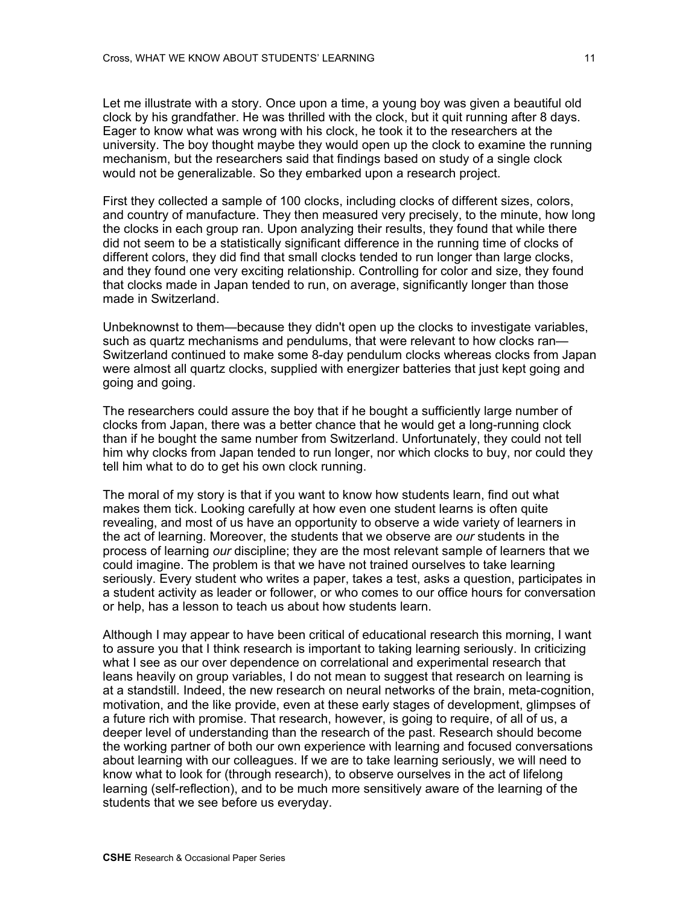Let me illustrate with a story. Once upon a time, a young boy was given a beautiful old clock by his grandfather. He was thrilled with the clock, but it quit running after 8 days. Eager to know what was wrong with his clock, he took it to the researchers at the university. The boy thought maybe they would open up the clock to examine the running mechanism, but the researchers said that findings based on study of a single clock would not be generalizable. So they embarked upon a research project.

First they collected a sample of 100 clocks, including clocks of different sizes, colors, and country of manufacture. They then measured very precisely, to the minute, how long the clocks in each group ran. Upon analyzing their results, they found that while there did not seem to be a statistically significant difference in the running time of clocks of different colors, they did find that small clocks tended to run longer than large clocks, and they found one very exciting relationship. Controlling for color and size, they found that clocks made in Japan tended to run, on average, significantly longer than those made in Switzerland.

Unbeknownst to them—because they didn't open up the clocks to investigate variables, such as quartz mechanisms and pendulums, that were relevant to how clocks ran—Switzerland continued to make some 8-day pendulum clocks whereas clocks from Japan were almost all quartz clocks, supplied with energizer batteries that just kept going and going and going.

The researchers could assure the boy that if he bought a sufficiently large number of clocks from Japan, there was a better chance that he would get a long-running clock than if he bought the same number from Switzerland. Unfortunately, they could not tell him why clocks from Japan tended to run longer, nor which clocks to buy, nor could they tell him what to do to get his own clock running.

The moral of my story is that if you want to know how students learn, find out what makes them tick. Looking carefully at how even one student learns is often quite revealing, and most of us have an opportunity to observe a wide variety of learners in the act of learning. Moreover, the students that we observe are *our* students in the process of learning *our* discipline; they are the most relevant sample of learners that we could imagine. The problem is that we have not trained ourselves to take learning seriously. Every student who writes a paper, takes a test, asks a question, participates in a student activity as leader or follower, or who comes to our office hours for conversation or help, has a lesson to teach us about how students learn.

Although I may appear to have been critical of educational research this morning, I want to assure you that I think research is important to taking learning seriously. In criticizing what I see as our over dependence on correlational and experimental research that leans heavily on group variables, I do not mean to suggest that research on learning is at a standstill. Indeed, the new research on neural networks of the brain, meta-cognition, motivation, and the like provide, even at these early stages of development, glimpses of a future rich with promise. That research, however, is going to require, of all of us, a deeper level of understanding than the research of the past. Research should become the working partner of both our own experience with learning and focused conversations about learning with our colleagues. If we are to take learning seriously, we will need to know what to look for (through research), to observe ourselves in the act of lifelong learning (self-reflection), and to be much more sensitively aware of the learning of the students that we see before us everyday.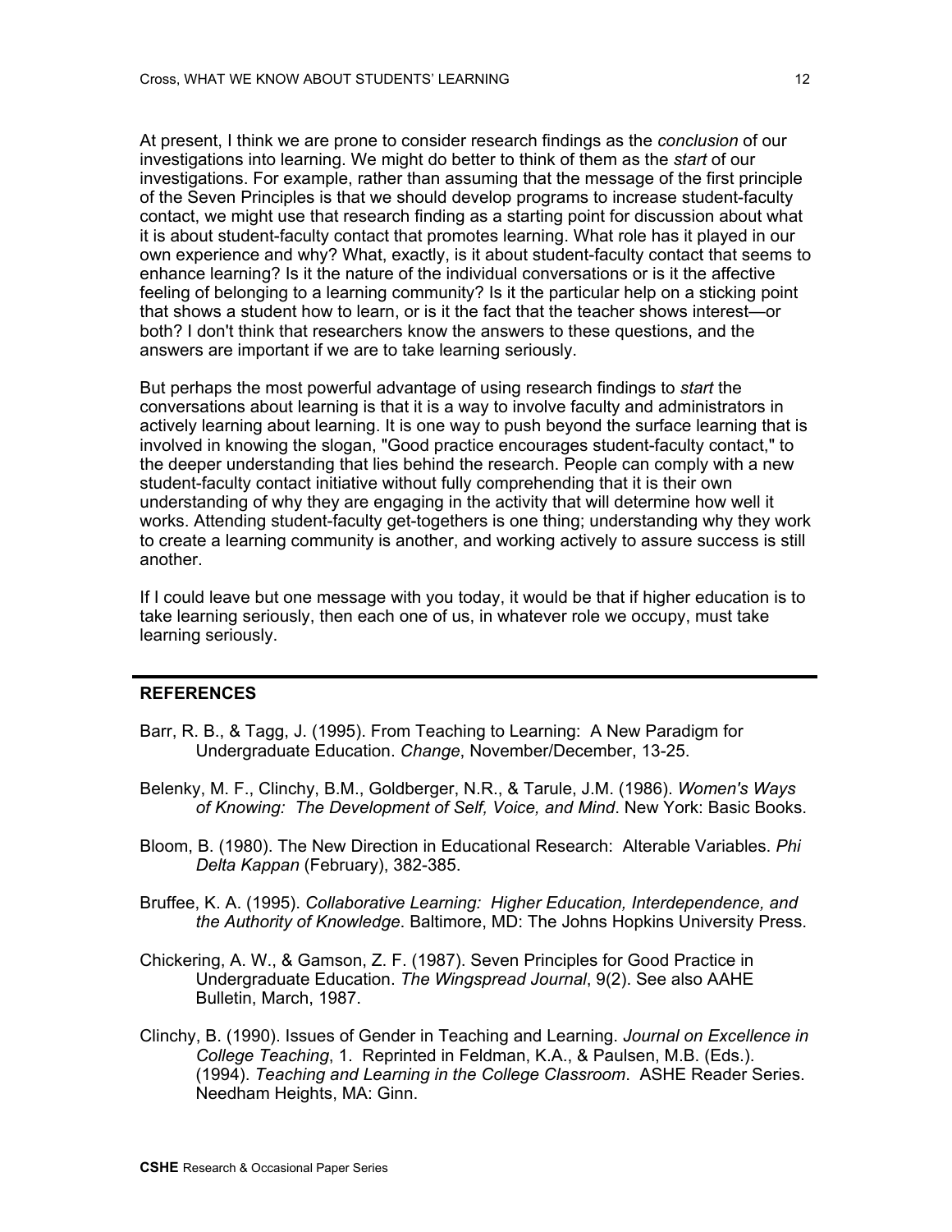At present, I think we are prone to consider research findings as the *conclusion* of our investigations into learning. We might do better to think of them as the *start* of our investigations. For example, rather than assuming that the message of the first principle of the Seven Principles is that we should develop programs to increase student-faculty contact, we might use that research finding as a starting point for discussion about what it is about student-faculty contact that promotes learning. What role has it played in our own experience and why? What, exactly, is it about student-faculty contact that seems to enhance learning? Is it the nature of the individual conversations or is it the affective feeling of belonging to a learning community? Is it the particular help on a sticking point that shows a student how to learn, or is it the fact that the teacher shows interest—or both? I don't think that researchers know the answers to these questions, and the answers are important if we are to take learning seriously.

But perhaps the most powerful advantage of using research findings to *start* the conversations about learning is that it is a way to involve faculty and administrators in actively learning about learning. It is one way to push beyond the surface learning that is involved in knowing the slogan, "Good practice encourages student-faculty contact," to the deeper understanding that lies behind the research. People can comply with a new student-faculty contact initiative without fully comprehending that it is their own understanding of why they are engaging in the activity that will determine how well it works. Attending student-faculty get-togethers is one thing; understanding why they work to create a learning community is another, and working actively to assure success is still another.

If I could leave but one message with you today, it would be that if higher education is to take learning seriously, then each one of us, in whatever role we occupy, must take learning seriously.

## REFERENCES

Barr, R. B., & Tagg, J. (1995). From Teaching to Learning: A New Paradigm for Undergraduate Education. *Change*, November/December, 13-25.

Belenky, M. F., Clinchy, B.M., Goldberger, N.R., & Tarule, J.M. (1986). *Women's Ways of Knowing: The Development of Self, Voice, and Mind*. New York: Basic Books.

Bloom, B. (1980). The New Direction in Educational Research: Alterable Variables. *Phi Delta Kappan* (February), 382-385.

Bruffee, K. A. (1995). *Collaborative Learning: Higher Education, Interdependence, and the Authority of Knowledge*. Baltimore, MD: The Johns Hopkins University Press.

Chickering, A. W., & Gamson, Z. F. (1987). Seven Principles for Good Practice in Undergraduate Education. *The Wingspread Journal*, 9(2). See also AAHE Bulletin, March, 1987.

Clinchy, B. (1990). Issues of Gender in Teaching and Learning. *Journal on Excellence in College Teaching*, 1. Reprinted in Feldman, K.A., & Paulsen, M.B. (Eds.). (1994). *Teaching and Learning in the College Classroom*. ASHE Reader Series. Needham Heights, MA: Ginn.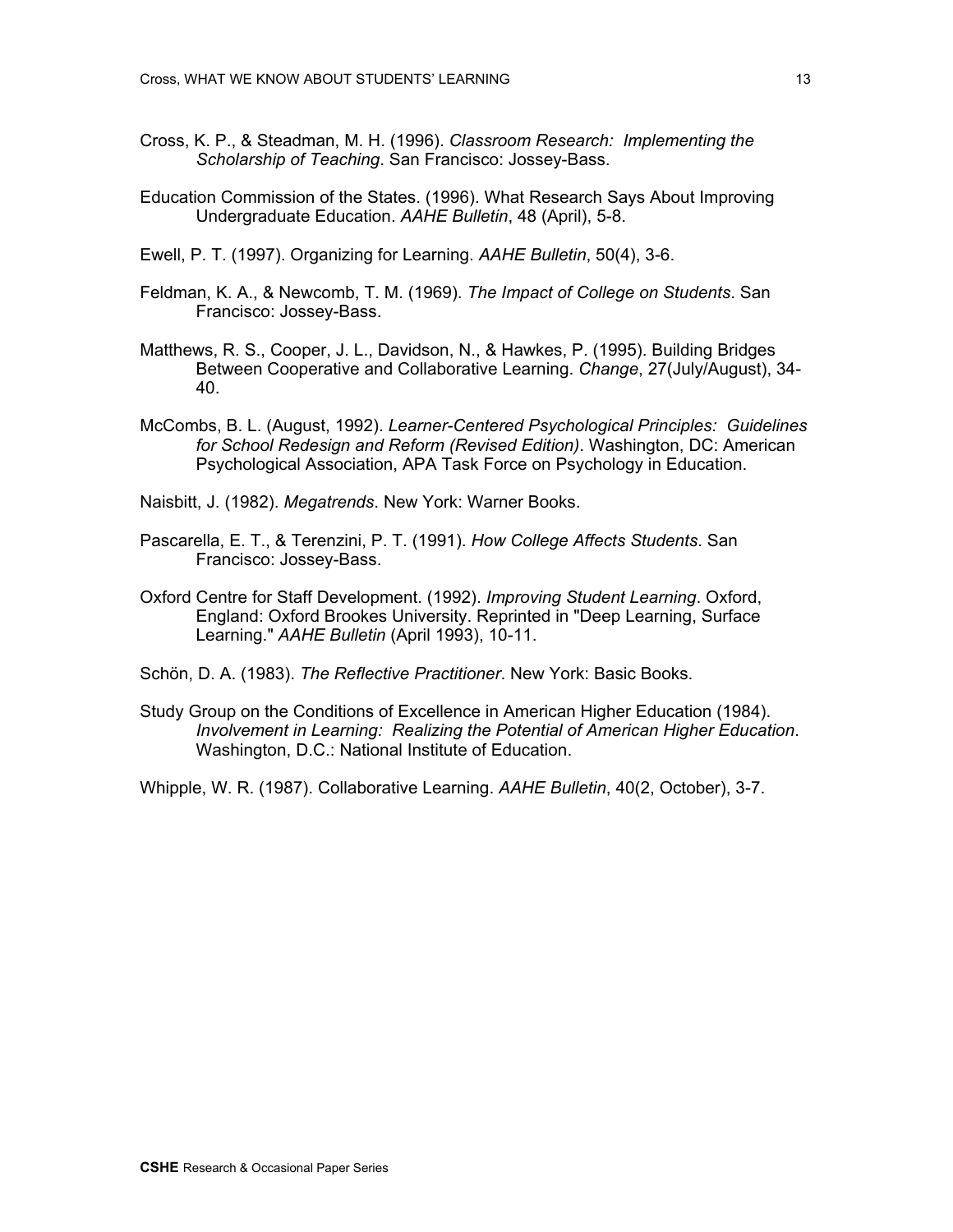Cross, K. P., & Steadman, M. H. (1996). *Classroom Research: Implementing the Scholarship of Teaching*. San Francisco: Jossey-Bass.

Education Commission of the States. (1996). What Research Says About Improving Undergraduate Education. *AAHE Bulletin*, 48 (April), 5-8.

Ewell, P. T. (1997). Organizing for Learning. *AAHE Bulletin*, 50(4), 3-6.

Feldman, K. A., & Newcomb, T. M. (1969). *The Impact of College on Students*. San Francisco: Jossey-Bass.

Matthews, R. S., Cooper, J. L., Davidson, N., & Hawkes, P. (1995). Building Bridges Between Cooperative and Collaborative Learning. *Change*, 27(July/August), 34-40.

McCombs, B. L. (August, 1992). *Learner-Centered Psychological Principles: Guidelines for School Redesign and Reform (Revised Edition)*. Washington, DC: American Psychological Association, APA Task Force on Psychology in Education.

Naisbitt, J. (1982). *Megatrends*. New York: Warner Books.

Pascarella, E. T., & Terenzini, P. T. (1991). *How College Affects Students*. San Francisco: Jossey-Bass.

Oxford Centre for Staff Development. (1992). *Improving Student Learning*. Oxford, England: Oxford Brookes University. Reprinted in "Deep Learning, Surface Learning." *AAHE Bulletin* (April 1993), 10-11.

Schön, D. A. (1983). *The Reflective Practitioner*. New York: Basic Books.

Study Group on the Conditions of Excellence in American Higher Education (1984). *Involvement in Learning: Realizing the Potential of American Higher Education*. Washington, D.C.: National Institute of Education.

Whipple, W. R. (1987). Collaborative Learning. *AAHE Bulletin*, 40(2, October), 3-7.